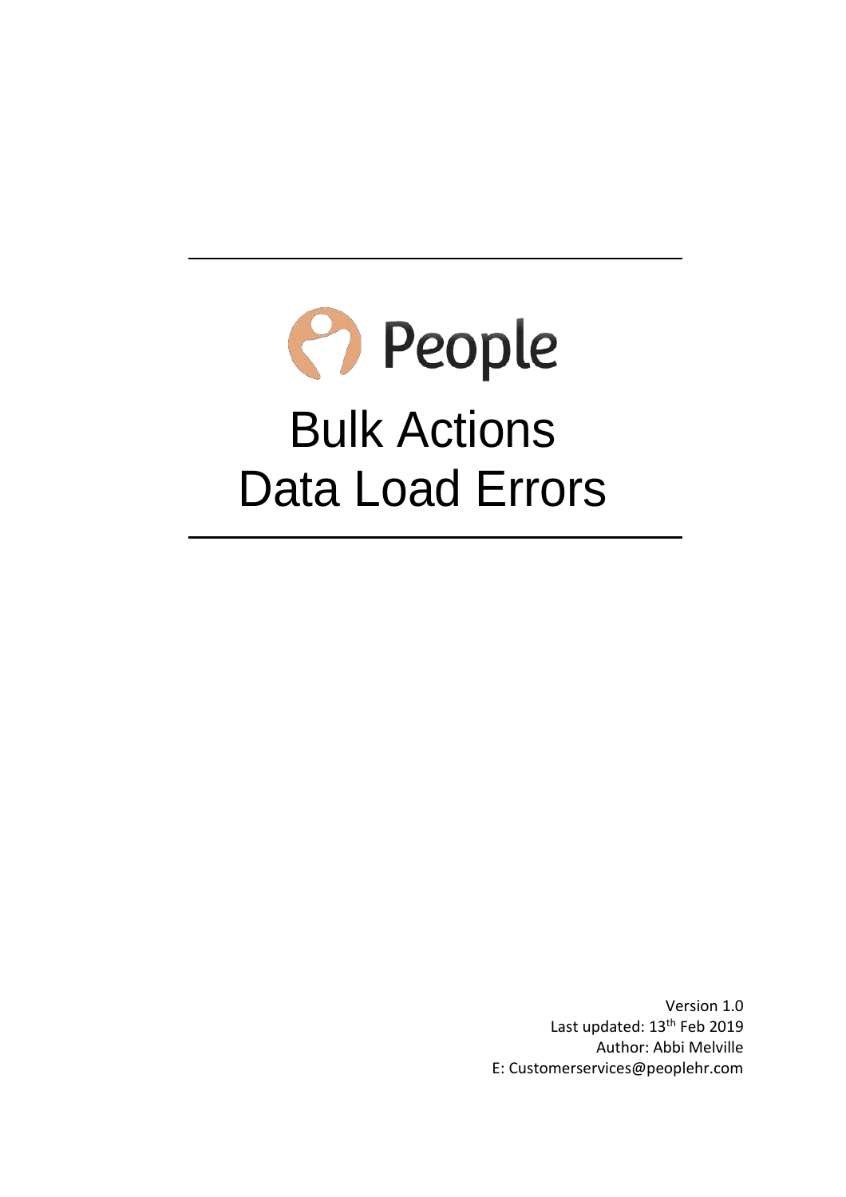People

# Bulk Actions
# Data Load Errors

Version 1.0
Last updated: 13th Feb 2019
Author: Abbi Melville
E: Customerservices@peoplehr.com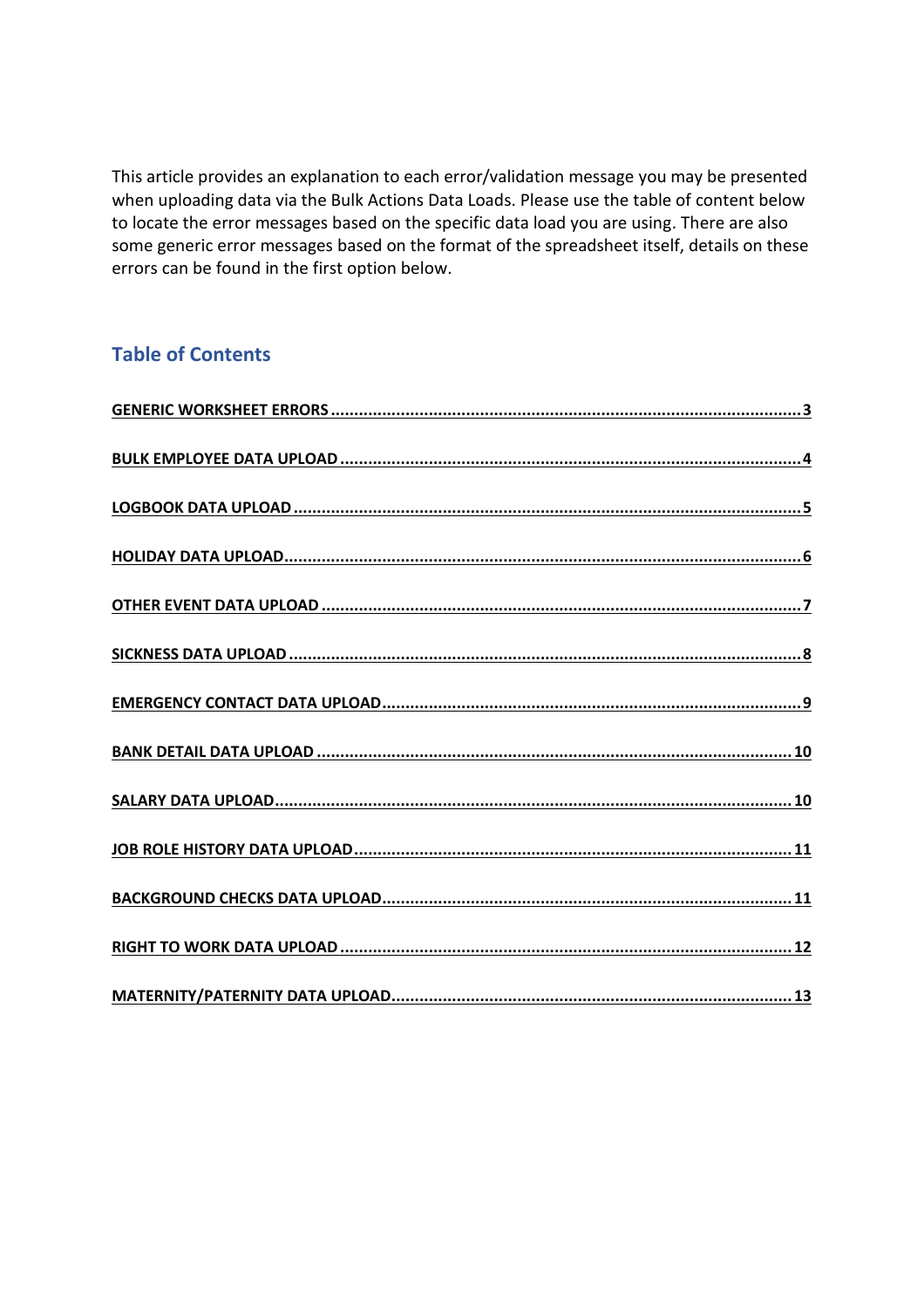This article provides an explanation to each error/validation message you may be presented when uploading data via the Bulk Actions Data Loads. Please use the table of content below to locate the error messages based on the specific data load you are using. There are also some generic error messages based on the format of the spreadsheet itself, details on these errors can be found in the first option below.

## Table of Contents

**GENERIC WORKSHEET ERRORS** ........................................................................................................ 3

**BULK EMPLOYEE DATA UPLOAD** .................................................................................................. 4

**LOGBOOK DATA UPLOAD** ............................................................................................................ 5

**HOLIDAY DATA UPLOAD** ............................................................................................................... 6

**OTHER EVENT DATA UPLOAD** ....................................................................................................... 7

**SICKNESS DATA UPLOAD** .............................................................................................................. 8

**EMERGENCY CONTACT DATA UPLOAD** ........................................................................................ 9

**BANK DETAIL DATA UPLOAD** ....................................................................................................... 10

**SALARY DATA UPLOAD** ................................................................................................................ 10

**JOB ROLE HISTORY DATA UPLOAD** .............................................................................................. 11

**BACKGROUND CHECKS DATA UPLOAD** ........................................................................................ 11

**RIGHT TO WORK DATA UPLOAD** .................................................................................................. 12

**MATERNITY/PATERNITY DATA UPLOAD** ...................................................................................... 13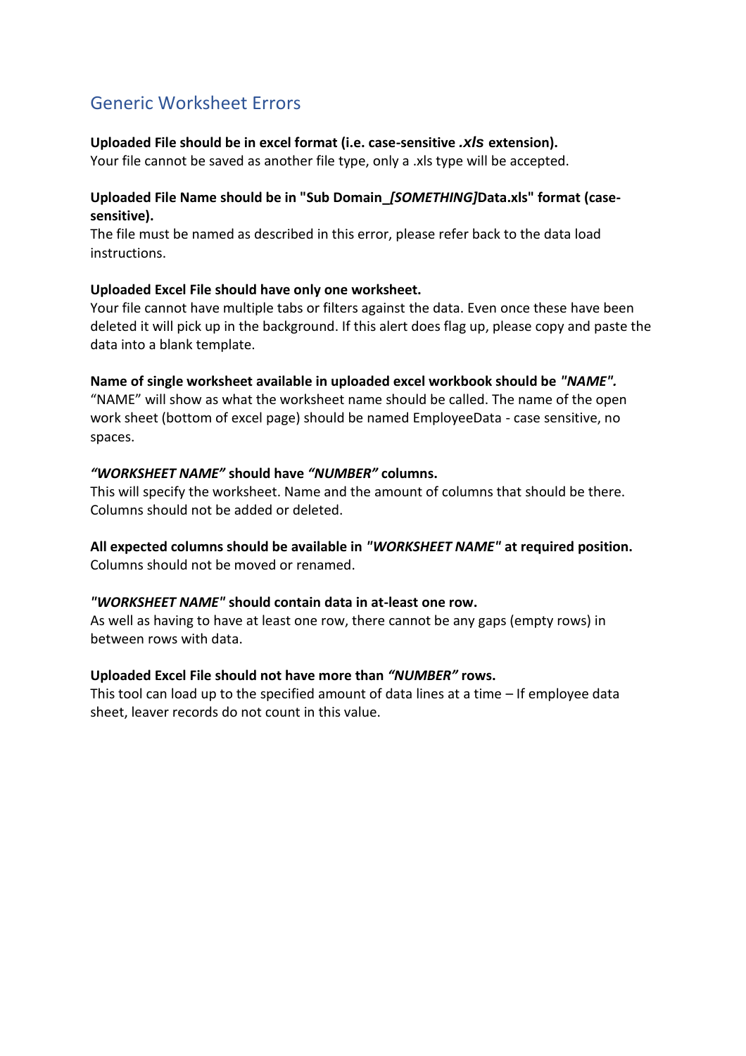## Generic Worksheet Errors

**Uploaded File should be in excel format (i.e. case-sensitive *.xls* extension).**
Your file cannot be saved as another file type, only a .xls type will be accepted.

**Uploaded File Name should be in "Sub Domain_*[SOMETHING]*Data.xls" format (case-sensitive).**
The file must be named as described in this error, please refer back to the data load instructions.

**Uploaded Excel File should have only one worksheet.**
Your file cannot have multiple tabs or filters against the data. Even once these have been deleted it will pick up in the background. If this alert does flag up, please copy and paste the data into a blank template.

**Name of single worksheet available in uploaded excel workbook should be *"NAME".***
"NAME" will show as what the worksheet name should be called. The name of the open work sheet (bottom of excel page) should be named EmployeeData - case sensitive, no spaces.

***"WORKSHEET NAME"* should have *"NUMBER"* columns.**
This will specify the worksheet. Name and the amount of columns that should be there. Columns should not be added or deleted.

**All expected columns should be available in *"WORKSHEET NAME"* at required position.**
Columns should not be moved or renamed.

***"WORKSHEET NAME"* should contain data in at-least one row.**
As well as having to have at least one row, there cannot be any gaps (empty rows) in between rows with data.

**Uploaded Excel File should not have more than *"NUMBER"* rows.**
This tool can load up to the specified amount of data lines at a time – If employee data sheet, leaver records do not count in this value.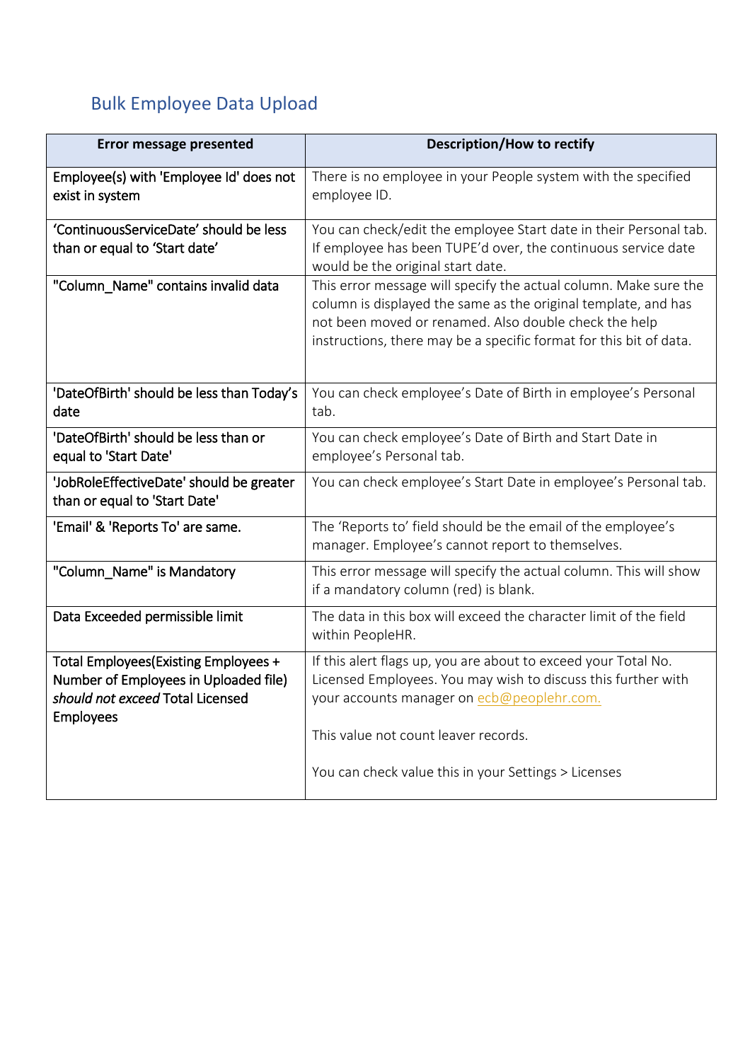## Bulk Employee Data Upload

| Error message presented | Description/How to rectify |
|---|---|
| Employee(s) with 'Employee Id' does not exist in system | There is no employee in your People system with the specified employee ID. |
| 'ContinuousServiceDate' should be less than or equal to 'Start date' | You can check/edit the employee Start date in their Personal tab. If employee has been TUPE'd over, the continuous service date would be the original start date. |
| "Column_Name" contains invalid data | This error message will specify the actual column. Make sure the column is displayed the same as the original template, and has not been moved or renamed. Also double check the help instructions, there may be a specific format for this bit of data. |
| 'DateOfBirth' should be less than Today's date | You can check employee's Date of Birth in employee's Personal tab. |
| 'DateOfBirth' should be less than or equal to 'Start Date' | You can check employee's Date of Birth and Start Date in employee's Personal tab. |
| 'JobRoleEffectiveDate' should be greater than or equal to 'Start Date' | You can check employee's Start Date in employee's Personal tab. |
| 'Email' & 'Reports To' are same. | The 'Reports to' field should be the email of the employee's manager. Employee's cannot report to themselves. |
| "Column_Name" is Mandatory | This error message will specify the actual column. This will show if a mandatory column (red) is blank. |
| Data Exceeded permissible limit | The data in this box will exceed the character limit of the field within PeopleHR. |
| Total Employees(Existing Employees + Number of Employees in Uploaded file) *should not exceed* Total Licensed Employees | If this alert flags up, you are about to exceed your Total No. Licensed Employees. You may wish to discuss this further with your accounts manager on ecb@peoplehr.com.<br><br>This value not count leaver records.<br><br>You can check value this in your Settings > Licenses |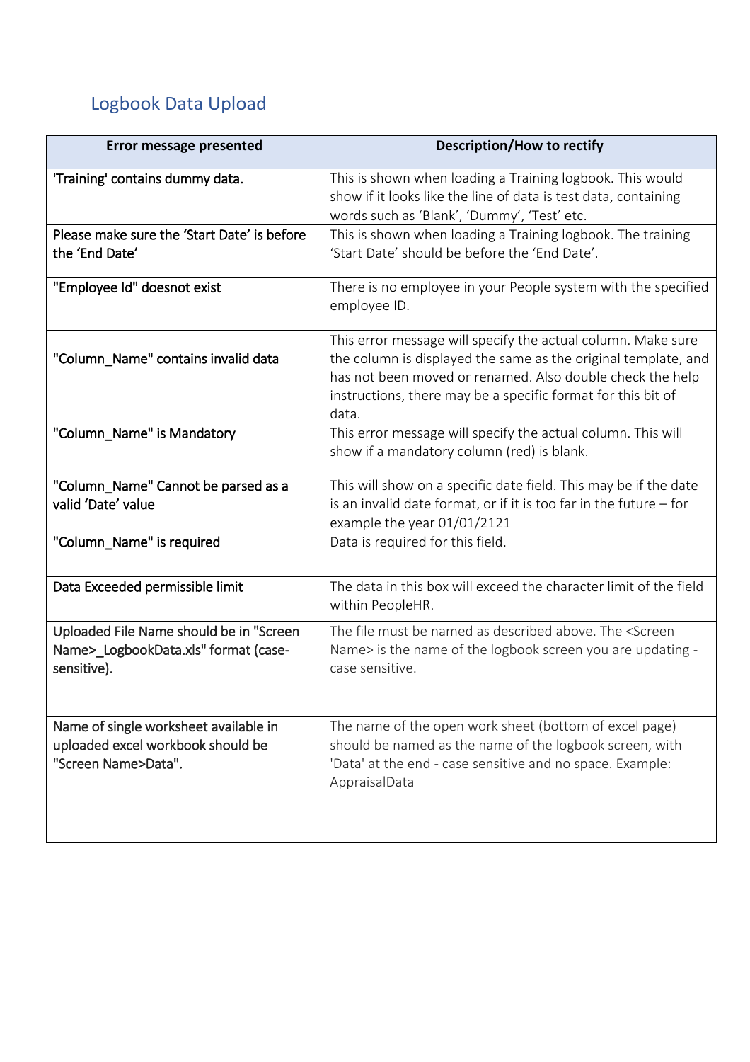## Logbook Data Upload

| Error message presented | Description/How to rectify |
|---|---|
| 'Training' contains dummy data. | This is shown when loading a Training logbook. This would show if it looks like the line of data is test data, containing words such as 'Blank', 'Dummy', 'Test' etc. |
| Please make sure the 'Start Date' is before the 'End Date' | This is shown when loading a Training logbook. The training 'Start Date' should be before the 'End Date'. |
| "Employee Id" doesnot exist | There is no employee in your People system with the specified employee ID. |
| "Column_Name" contains invalid data | This error message will specify the actual column. Make sure the column is displayed the same as the original template, and has not been moved or renamed. Also double check the help instructions, there may be a specific format for this bit of data. |
| "Column_Name" is Mandatory | This error message will specify the actual column. This will show if a mandatory column (red) is blank. |
| "Column_Name" Cannot be parsed as a valid 'Date' value | This will show on a specific date field. This may be if the date is an invalid date format, or if it is too far in the future – for example the year 01/01/2121 |
| "Column_Name" is required | Data is required for this field. |
| Data Exceeded permissible limit | The data in this box will exceed the character limit of the field within PeopleHR. |
| Uploaded File Name should be in "Screen Name>_LogbookData.xls" format (case-sensitive). | The file must be named as described above. The <Screen Name> is the name of the logbook screen you are updating - case sensitive. |
| Name of single worksheet available in uploaded excel workbook should be "Screen Name>Data". | The name of the open work sheet (bottom of excel page) should be named as the name of the logbook screen, with 'Data' at the end - case sensitive and no space. Example: AppraisalData |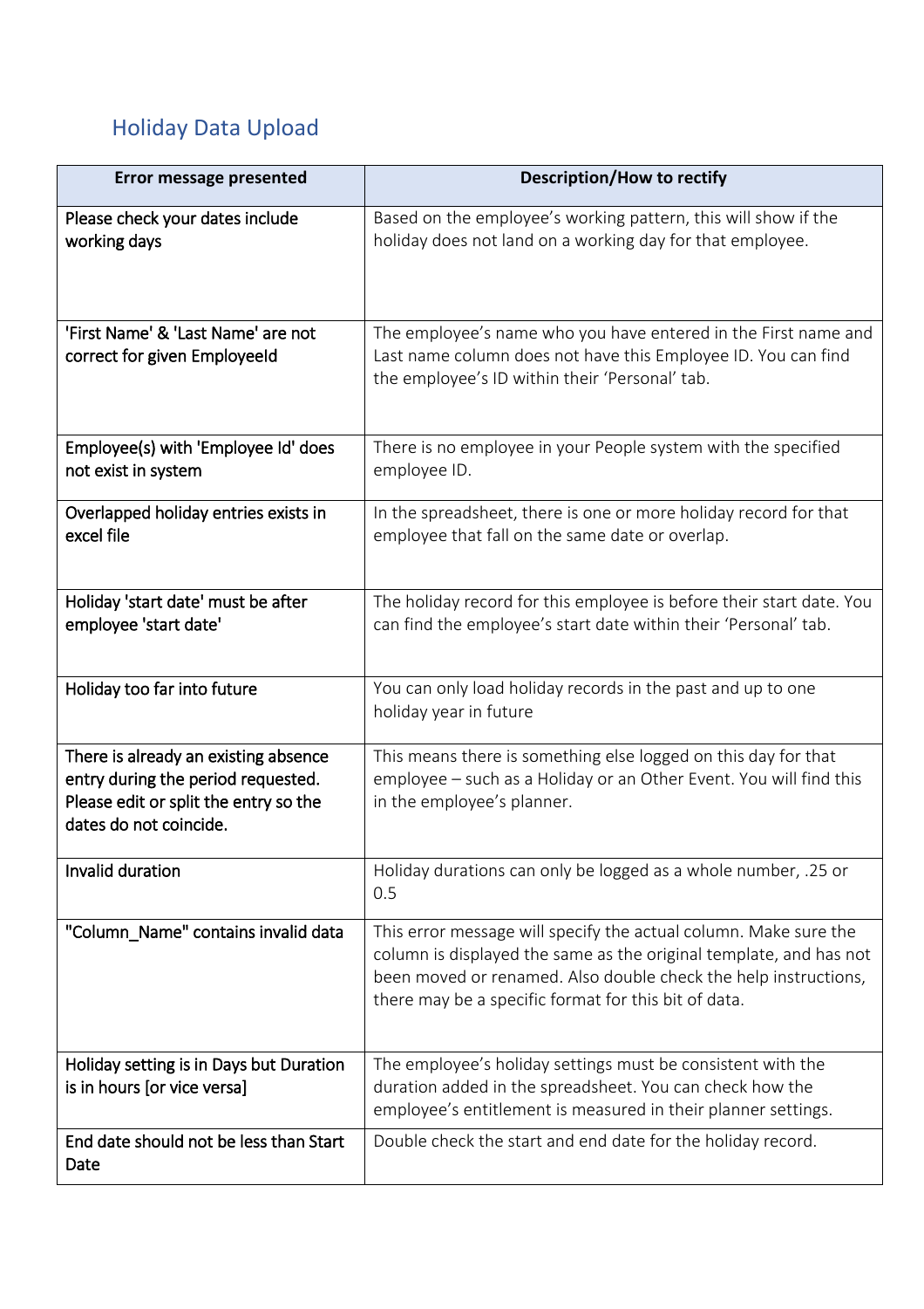## Holiday Data Upload

| Error message presented | Description/How to rectify |
|---|---|
| Please check your dates include working days | Based on the employee's working pattern, this will show if the holiday does not land on a working day for that employee. |
| 'First Name' & 'Last Name' are not correct for given EmployeeId | The employee's name who you have entered in the First name and Last name column does not have this Employee ID. You can find the employee's ID within their 'Personal' tab. |
| Employee(s) with 'Employee Id' does not exist in system | There is no employee in your People system with the specified employee ID. |
| Overlapped holiday entries exists in excel file | In the spreadsheet, there is one or more holiday record for that employee that fall on the same date or overlap. |
| Holiday 'start date' must be after employee 'start date' | The holiday record for this employee is before their start date. You can find the employee's start date within their 'Personal' tab. |
| Holiday too far into future | You can only load holiday records in the past and up to one holiday year in future |
| There is already an existing absence entry during the period requested. Please edit or split the entry so the dates do not coincide. | This means there is something else logged on this day for that employee – such as a Holiday or an Other Event. You will find this in the employee's planner. |
| Invalid duration | Holiday durations can only be logged as a whole number, .25 or 0.5 |
| "Column_Name" contains invalid data | This error message will specify the actual column. Make sure the column is displayed the same as the original template, and has not been moved or renamed. Also double check the help instructions, there may be a specific format for this bit of data. |
| Holiday setting is in Days but Duration is in hours [or vice versa] | The employee's holiday settings must be consistent with the duration added in the spreadsheet. You can check how the employee's entitlement is measured in their planner settings. |
| End date should not be less than Start Date | Double check the start and end date for the holiday record. |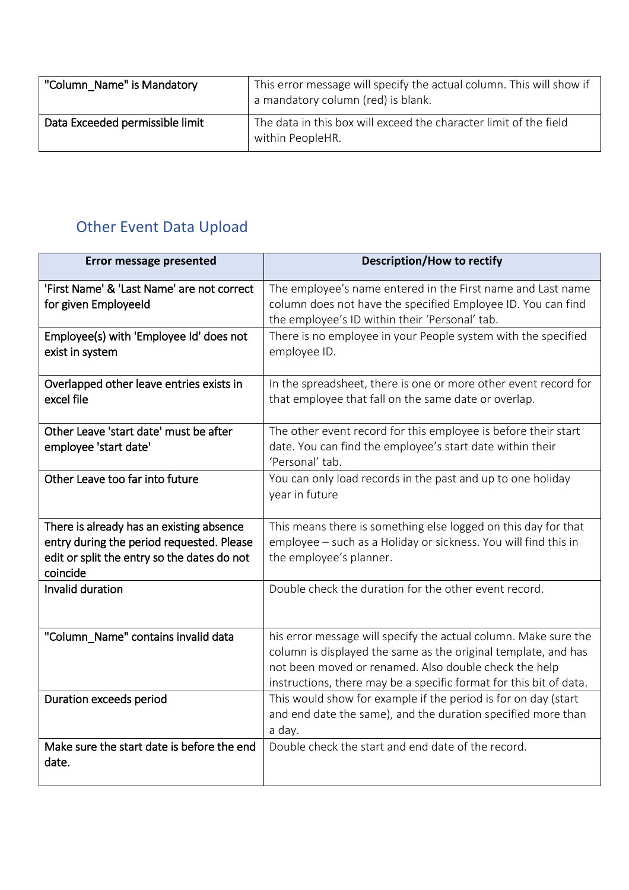| "Column_Name" is Mandatory | This error message will specify the actual column. This will show if a mandatory column (red) is blank. |
|---|---|
| Data Exceeded permissible limit | The data in this box will exceed the character limit of the field within PeopleHR. |

## Other Event Data Upload

| Error message presented | Description/How to rectify |
|---|---|
| 'First Name' & 'Last Name' are not correct for given EmployeeId | The employee's name entered in the First name and Last name column does not have the specified Employee ID. You can find the employee's ID within their 'Personal' tab. |
| Employee(s) with 'Employee Id' does not exist in system | There is no employee in your People system with the specified employee ID. |
| Overlapped other leave entries exists in excel file | In the spreadsheet, there is one or more other event record for that employee that fall on the same date or overlap. |
| Other Leave 'start date' must be after employee 'start date' | The other event record for this employee is before their start date. You can find the employee's start date within their 'Personal' tab. |
| Other Leave too far into future | You can only load records in the past and up to one holiday year in future |
| There is already has an existing absence entry during the period requested. Please edit or split the entry so the dates do not coincide | This means there is something else logged on this day for that employee – such as a Holiday or sickness. You will find this in the employee's planner. |
| Invalid duration | Double check the duration for the other event record. |
| "Column_Name" contains invalid data | his error message will specify the actual column. Make sure the column is displayed the same as the original template, and has not been moved or renamed. Also double check the help instructions, there may be a specific format for this bit of data. |
| Duration exceeds period | This would show for example if the period is for on day (start and end date the same), and the duration specified more than a day. |
| Make sure the start date is before the end date. | Double check the start and end date of the record. |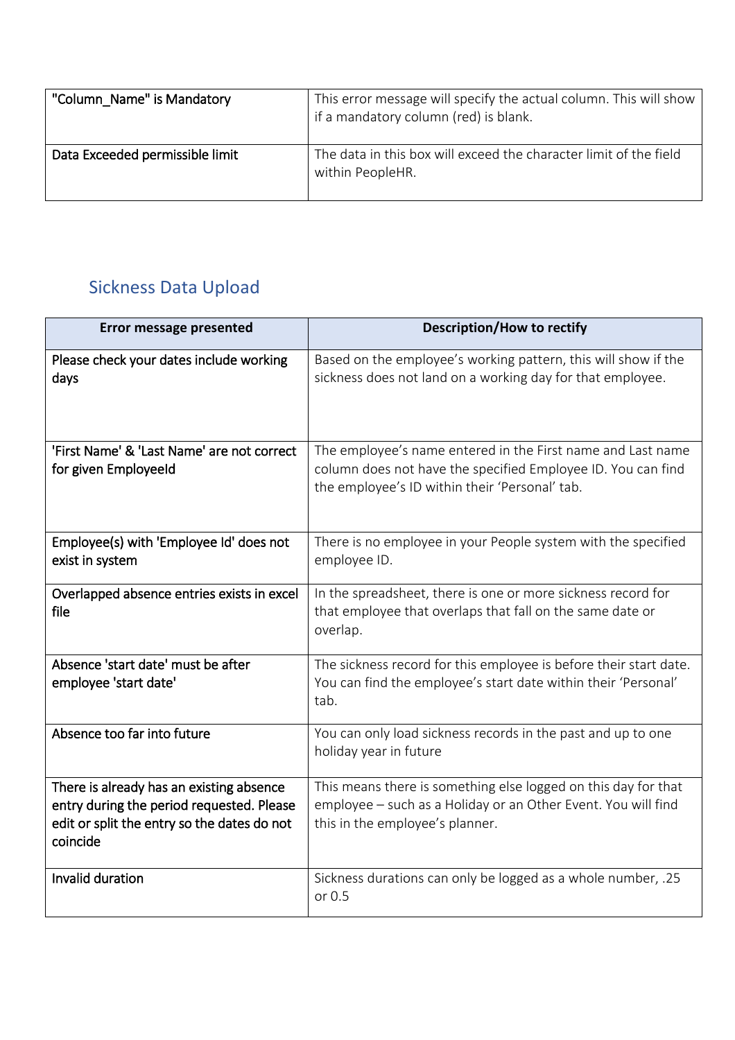| | |
|---|---|
| "Column_Name" is Mandatory | This error message will specify the actual column. This will show if a mandatory column (red) is blank. |
| Data Exceeded permissible limit | The data in this box will exceed the character limit of the field within PeopleHR. |

## Sickness Data Upload

| Error message presented | Description/How to rectify |
|---|---|
| Please check your dates include working days | Based on the employee's working pattern, this will show if the sickness does not land on a working day for that employee. |
| 'First Name' & 'Last Name' are not correct for given EmployeeId | The employee's name entered in the First name and Last name column does not have the specified Employee ID. You can find the employee's ID within their 'Personal' tab. |
| Employee(s) with 'Employee Id' does not exist in system | There is no employee in your People system with the specified employee ID. |
| Overlapped absence entries exists in excel file | In the spreadsheet, there is one or more sickness record for that employee that overlaps that fall on the same date or overlap. |
| Absence 'start date' must be after employee 'start date' | The sickness record for this employee is before their start date. You can find the employee's start date within their 'Personal' tab. |
| Absence too far into future | You can only load sickness records in the past and up to one holiday year in future |
| There is already has an existing absence entry during the period requested. Please edit or split the entry so the dates do not coincide | This means there is something else logged on this day for that employee – such as a Holiday or an Other Event. You will find this in the employee's planner. |
| Invalid duration | Sickness durations can only be logged as a whole number, .25 or 0.5 |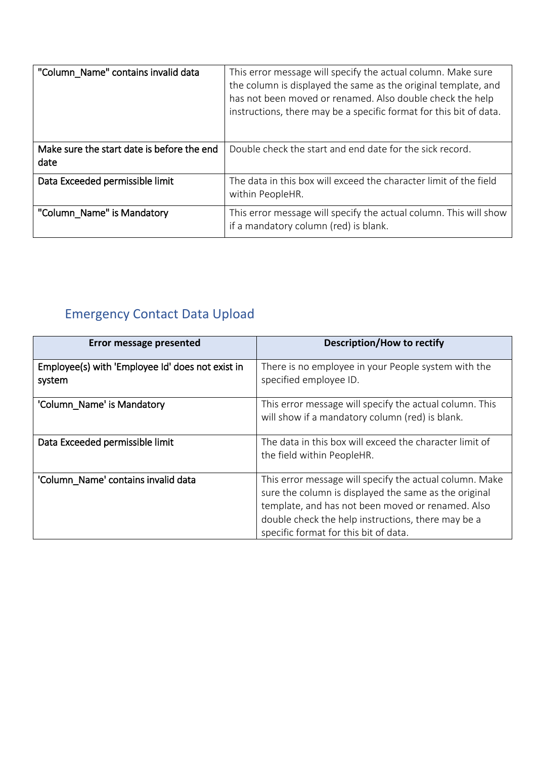| | |
|---|---|
| "Column_Name" contains invalid data | This error message will specify the actual column. Make sure the column is displayed the same as the original template, and has not been moved or renamed. Also double check the help instructions, there may be a specific format for this bit of data. |
| Make sure the start date is before the end date | Double check the start and end date for the sick record. |
| Data Exceeded permissible limit | The data in this box will exceed the character limit of the field within PeopleHR. |
| "Column_Name" is Mandatory | This error message will specify the actual column. This will show if a mandatory column (red) is blank. |

## Emergency Contact Data Upload

| Error message presented | Description/How to rectify |
|---|---|
| Employee(s) with 'Employee Id' does not exist in system | There is no employee in your People system with the specified employee ID. |
| 'Column_Name' is Mandatory | This error message will specify the actual column. This will show if a mandatory column (red) is blank. |
| Data Exceeded permissible limit | The data in this box will exceed the character limit of the field within PeopleHR. |
| 'Column_Name' contains invalid data | This error message will specify the actual column. Make sure the column is displayed the same as the original template, and has not been moved or renamed. Also double check the help instructions, there may be a specific format for this bit of data. |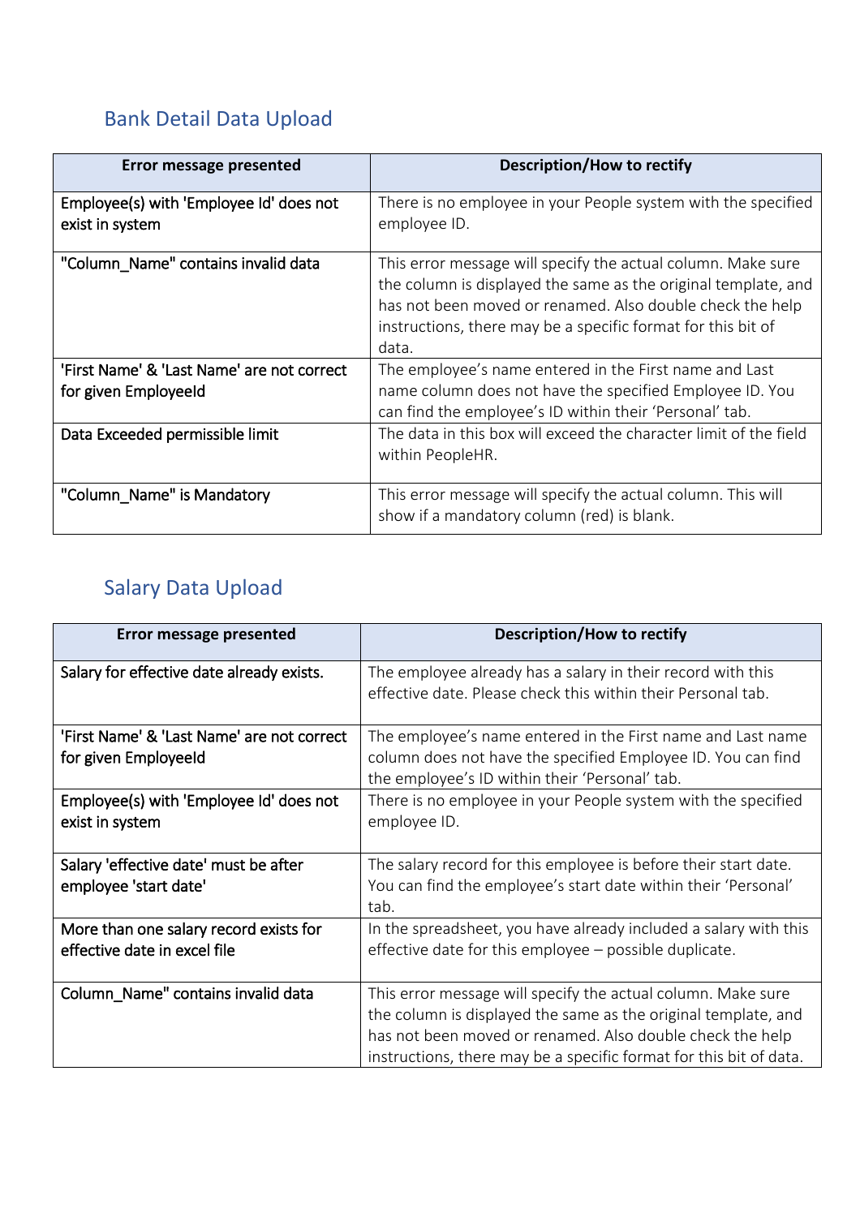## Bank Detail Data Upload

| Error message presented | Description/How to rectify |
|---|---|
| Employee(s) with 'Employee Id' does not exist in system | There is no employee in your People system with the specified employee ID. |
| "Column_Name" contains invalid data | This error message will specify the actual column. Make sure the column is displayed the same as the original template, and has not been moved or renamed. Also double check the help instructions, there may be a specific format for this bit of data. |
| 'First Name' & 'Last Name' are not correct for given EmployeeId | The employee's name entered in the First name and Last name column does not have the specified Employee ID. You can find the employee's ID within their 'Personal' tab. |
| Data Exceeded permissible limit | The data in this box will exceed the character limit of the field within PeopleHR. |
| "Column_Name" is Mandatory | This error message will specify the actual column. This will show if a mandatory column (red) is blank. |

## Salary Data Upload

| Error message presented | Description/How to rectify |
|---|---|
| Salary for effective date already exists. | The employee already has a salary in their record with this effective date. Please check this within their Personal tab. |
| 'First Name' & 'Last Name' are not correct for given EmployeeId | The employee's name entered in the First name and Last name column does not have the specified Employee ID. You can find the employee's ID within their 'Personal' tab. |
| Employee(s) with 'Employee Id' does not exist in system | There is no employee in your People system with the specified employee ID. |
| Salary 'effective date' must be after employee 'start date' | The salary record for this employee is before their start date. You can find the employee's start date within their 'Personal' tab. |
| More than one salary record exists for effective date in excel file | In the spreadsheet, you have already included a salary with this effective date for this employee – possible duplicate. |
| Column_Name" contains invalid data | This error message will specify the actual column. Make sure the column is displayed the same as the original template, and has not been moved or renamed. Also double check the help instructions, there may be a specific format for this bit of data. |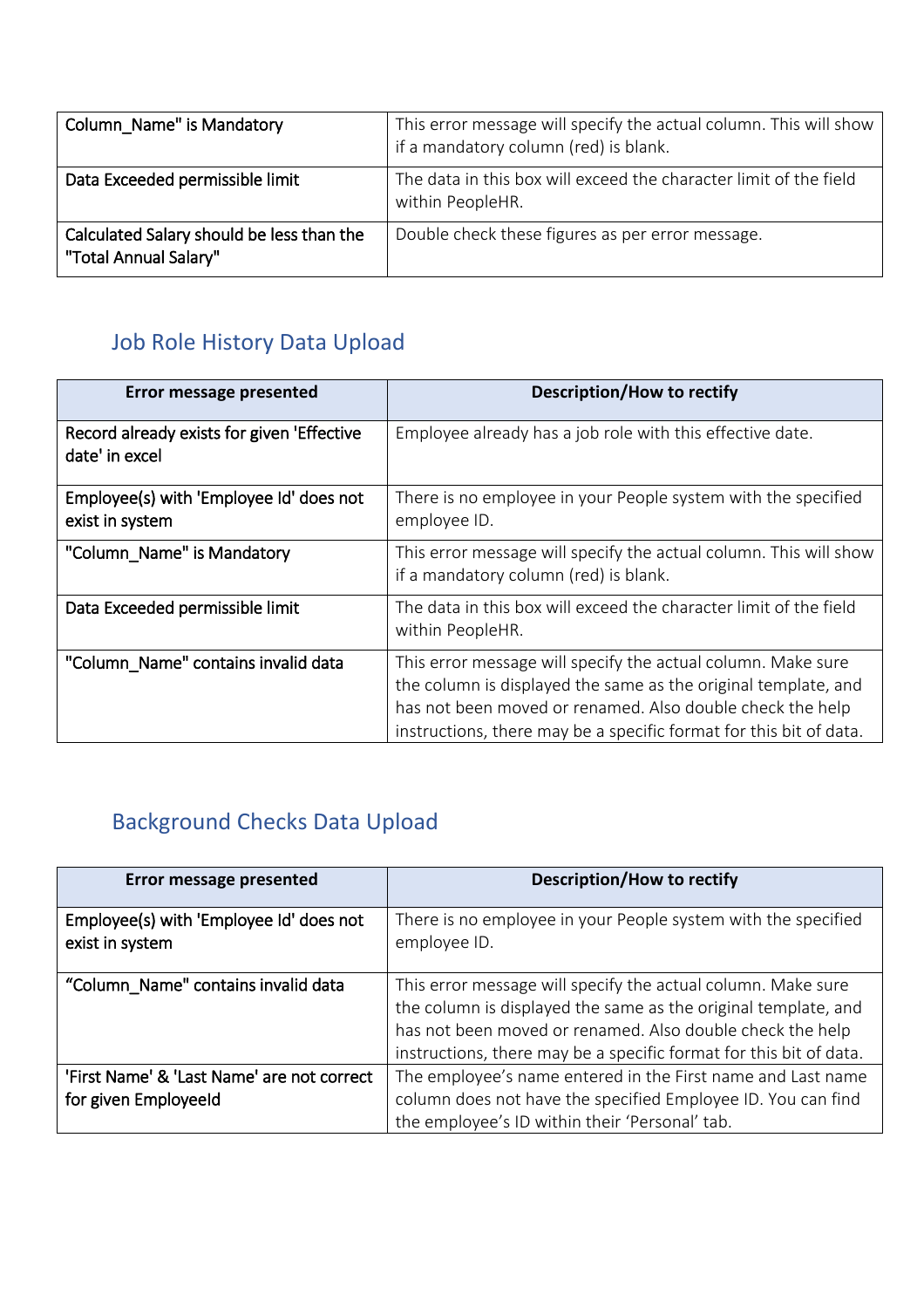| Column_Name" is Mandatory | This error message will specify the actual column. This will show if a mandatory column (red) is blank. |
| --- | --- |
| Data Exceeded permissible limit | The data in this box will exceed the character limit of the field within PeopleHR. |
| Calculated Salary should be less than the "Total Annual Salary" | Double check these figures as per error message. |

## Job Role History Data Upload

| Error message presented | Description/How to rectify |
| --- | --- |
| Record already exists for given 'Effective date' in excel | Employee already has a job role with this effective date. |
| Employee(s) with 'Employee Id' does not exist in system | There is no employee in your People system with the specified employee ID. |
| "Column_Name" is Mandatory | This error message will specify the actual column. This will show if a mandatory column (red) is blank. |
| Data Exceeded permissible limit | The data in this box will exceed the character limit of the field within PeopleHR. |
| "Column_Name" contains invalid data | This error message will specify the actual column. Make sure the column is displayed the same as the original template, and has not been moved or renamed. Also double check the help instructions, there may be a specific format for this bit of data. |

## Background Checks Data Upload

| Error message presented | Description/How to rectify |
| --- | --- |
| Employee(s) with 'Employee Id' does not exist in system | There is no employee in your People system with the specified employee ID. |
| "Column_Name" contains invalid data | This error message will specify the actual column. Make sure the column is displayed the same as the original template, and has not been moved or renamed. Also double check the help instructions, there may be a specific format for this bit of data. |
| 'First Name' & 'Last Name' are not correct for given EmployeeId | The employee's name entered in the First name and Last name column does not have the specified Employee ID. You can find the employee's ID within their 'Personal' tab. |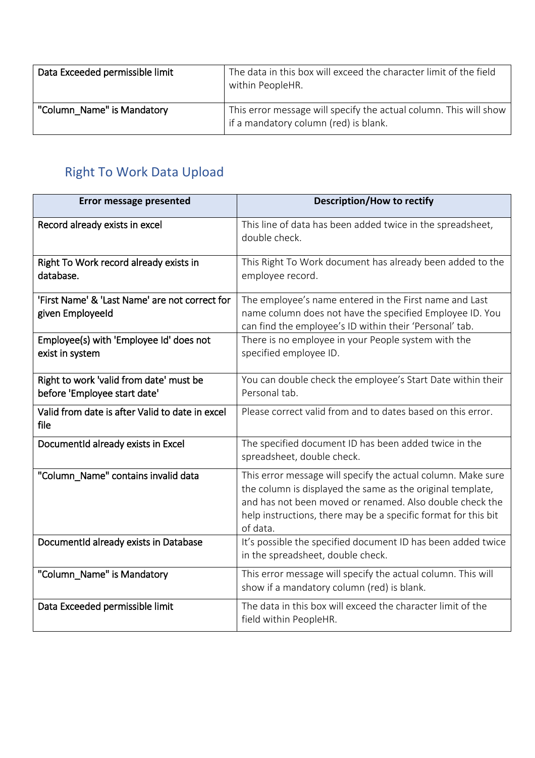| Data Exceeded permissible limit | The data in this box will exceed the character limit of the field within PeopleHR. |
|---|---|
| "Column_Name" is Mandatory | This error message will specify the actual column. This will show if a mandatory column (red) is blank. |

## Right To Work Data Upload

| Error message presented | Description/How to rectify |
|---|---|
| Record already exists in excel | This line of data has been added twice in the spreadsheet, double check. |
| Right To Work record already exists in database. | This Right To Work document has already been added to the employee record. |
| 'First Name' & 'Last Name' are not correct for given EmployeeId | The employee's name entered in the First name and Last name column does not have the specified Employee ID. You can find the employee's ID within their 'Personal' tab. |
| Employee(s) with 'Employee Id' does not exist in system | There is no employee in your People system with the specified employee ID. |
| Right to work 'valid from date' must be before 'Employee start date' | You can double check the employee's Start Date within their Personal tab. |
| Valid from date is after Valid to date in excel file | Please correct valid from and to dates based on this error. |
| DocumentId already exists in Excel | The specified document ID has been added twice in the spreadsheet, double check. |
| "Column_Name" contains invalid data | This error message will specify the actual column. Make sure the column is displayed the same as the original template, and has not been moved or renamed. Also double check the help instructions, there may be a specific format for this bit of data. |
| DocumentId already exists in Database | It's possible the specified document ID has been added twice in the spreadsheet, double check. |
| "Column_Name" is Mandatory | This error message will specify the actual column. This will show if a mandatory column (red) is blank. |
| Data Exceeded permissible limit | The data in this box will exceed the character limit of the field within PeopleHR. |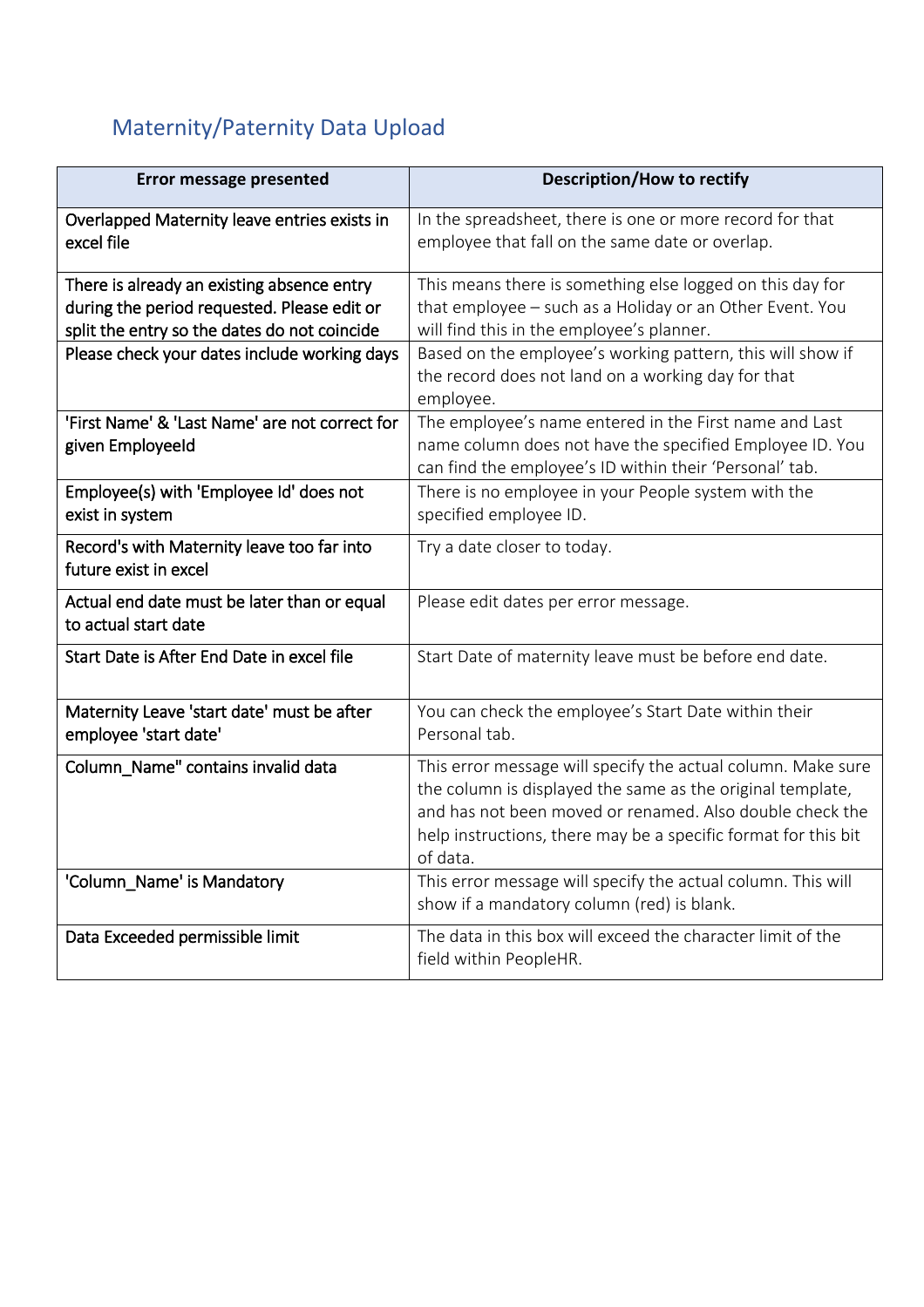## Maternity/Paternity Data Upload

| Error message presented | Description/How to rectify |
|---|---|
| Overlapped Maternity leave entries exists in excel file | In the spreadsheet, there is one or more record for that employee that fall on the same date or overlap. |
| There is already an existing absence entry during the period requested. Please edit or split the entry so the dates do not coincide | This means there is something else logged on this day for that employee – such as a Holiday or an Other Event. You will find this in the employee's planner. |
| Please check your dates include working days | Based on the employee's working pattern, this will show if the record does not land on a working day for that employee. |
| 'First Name' & 'Last Name' are not correct for given EmployeeId | The employee's name entered in the First name and Last name column does not have the specified Employee ID. You can find the employee's ID within their 'Personal' tab. |
| Employee(s) with 'Employee Id' does not exist in system | There is no employee in your People system with the specified employee ID. |
| Record's with Maternity leave too far into future exist in excel | Try a date closer to today. |
| Actual end date must be later than or equal to actual start date | Please edit dates per error message. |
| Start Date is After End Date in excel file | Start Date of maternity leave must be before end date. |
| Maternity Leave 'start date' must be after employee 'start date' | You can check the employee's Start Date within their Personal tab. |
| Column_Name" contains invalid data | This error message will specify the actual column. Make sure the column is displayed the same as the original template, and has not been moved or renamed. Also double check the help instructions, there may be a specific format for this bit of data. |
| 'Column_Name' is Mandatory | This error message will specify the actual column. This will show if a mandatory column (red) is blank. |
| Data Exceeded permissible limit | The data in this box will exceed the character limit of the field within PeopleHR. |